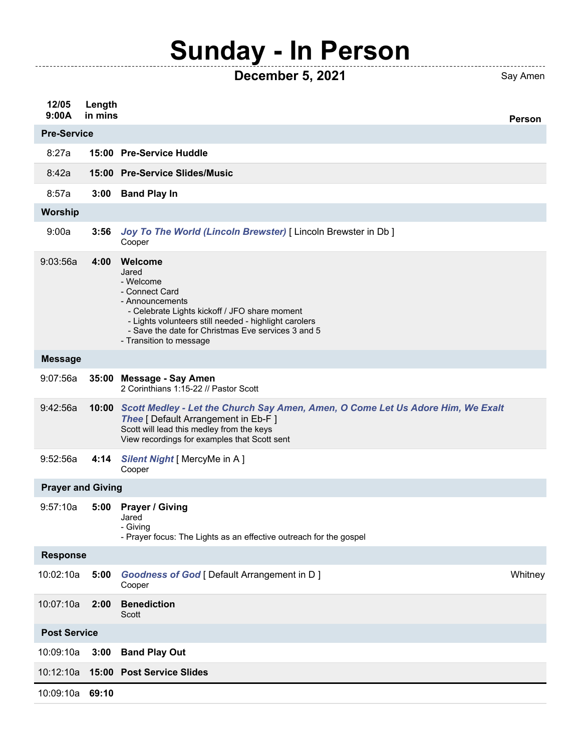# Sunday - In Person

**December 5, 2021** Say Amen

| 12/05 9:00A | Length in mins | | Person |
|---|---|---|---|
| **Pre-Service** | | | |
| 8:27a | **15:00** | **Pre-Service Huddle** | |
| 8:42a | **15:00** | **Pre-Service Slides/Music** | |
| 8:57a | **3:00** | **Band Play In** | |
| **Worship** | | | |
| 9:00a | **3:56** | ***Joy To The World (Lincoln Brewster)*** [ Lincoln Brewster in Db ]<br>Cooper | |
| 9:03:56a | **4:00** | **Welcome**<br>Jared<br>- Welcome<br>- Connect Card<br>- Announcements<br>  - Celebrate Lights kickoff / JFO share moment<br>  - Lights volunteers still needed - highlight carolers<br>  - Save the date for Christmas Eve services 3 and 5<br>- Transition to message | |
| **Message** | | | |
| 9:07:56a | **35:00** | **Message - Say Amen**<br>2 Corinthians 1:15-22 // Pastor Scott | |
| 9:42:56a | **10:00** | ***Scott Medley - Let the Church Say Amen, Amen, O Come Let Us Adore Him, We Exalt Thee*** [ Default Arrangement in Eb-F ]<br>Scott will lead this medley from the keys<br>View recordings for examples that Scott sent | |
| 9:52:56a | **4:14** | ***Silent Night*** [ MercyMe in A ]<br>Cooper | |
| **Prayer and Giving** | | | |
| 9:57:10a | **5:00** | **Prayer / Giving**<br>Jared<br>- Giving<br>- Prayer focus: The Lights as an effective outreach for the gospel | |
| **Response** | | | |
| 10:02:10a | **5:00** | ***Goodness of God*** [ Default Arrangement in D ]<br>Cooper | Whitney |
| 10:07:10a | **2:00** | **Benediction**<br>Scott | |
| **Post Service** | | | |
| 10:09:10a | **3:00** | **Band Play Out** | |
| 10:12:10a | **15:00** | **Post Service Slides** | |
| 10:09:10a | **69:10** | | |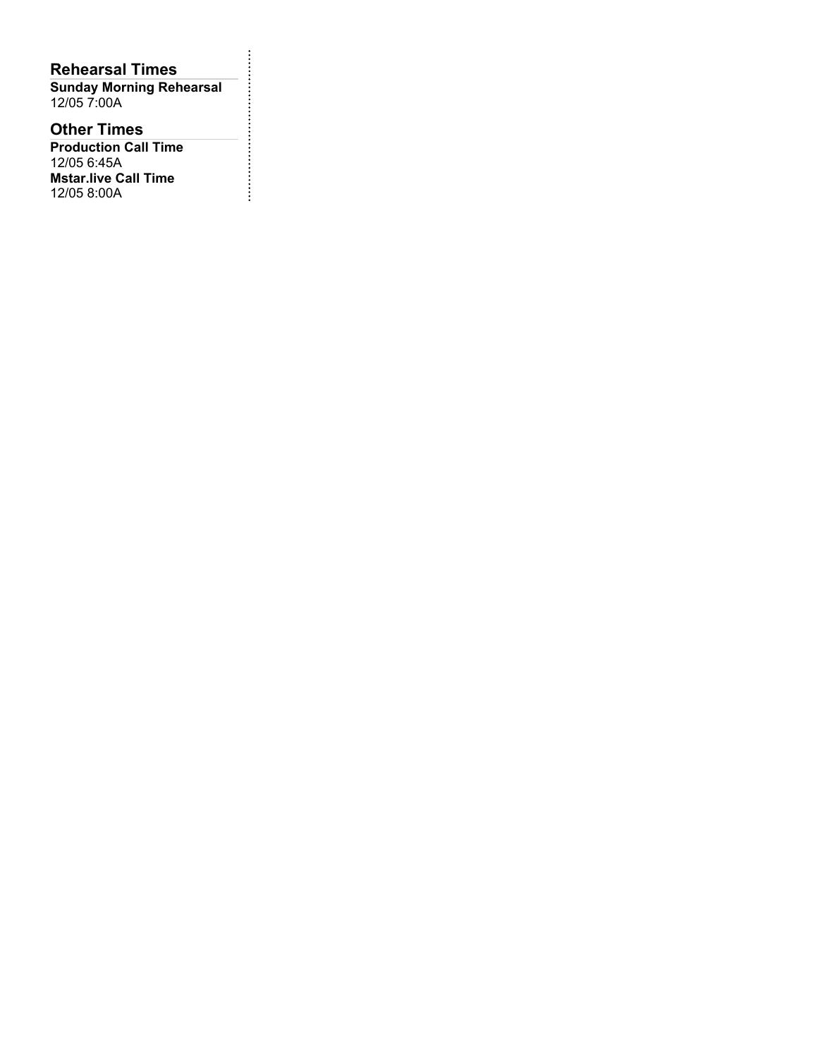## Rehearsal Times

**Sunday Morning Rehearsal**
12/05 7:00A

## Other Times

**Production Call Time**
12/05 6:45A
**Mstar.live Call Time**
12/05 8:00A